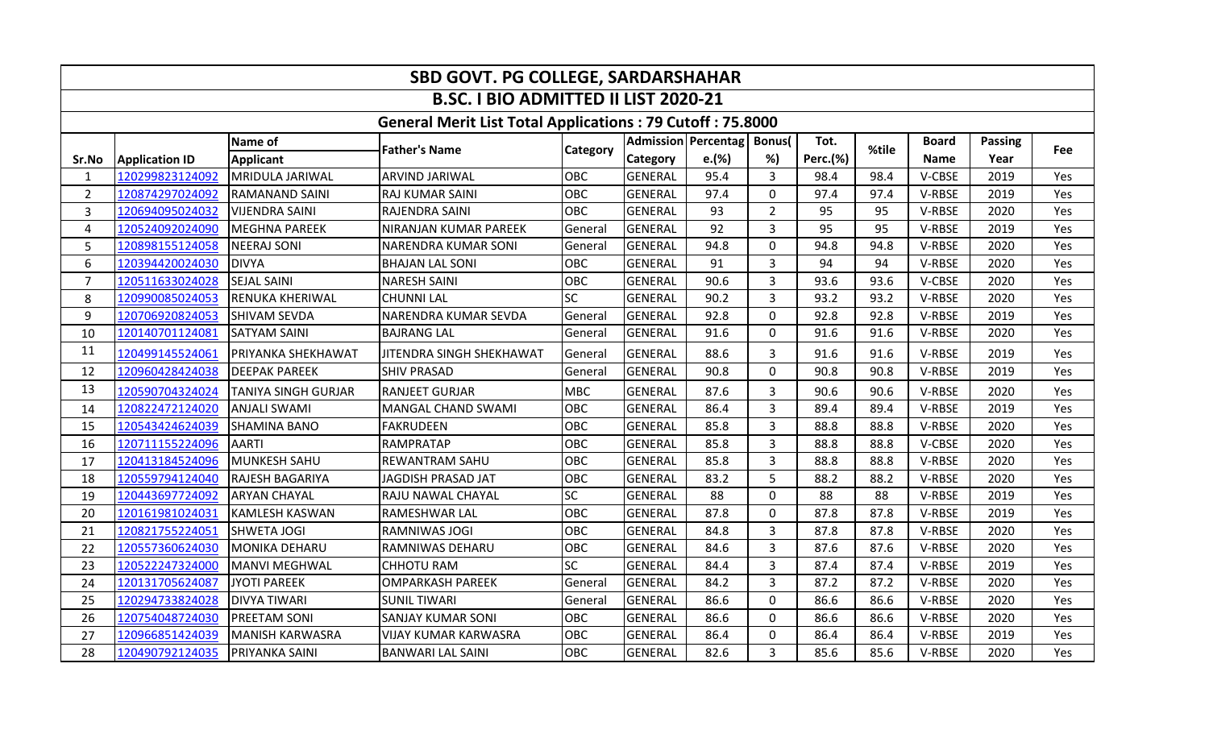# SBD GOVT. PG COLLEGE, SARDARSHAHAR

## B.SC. I BIO ADMITTED II LIST 2020-21

### General Merit List Total Applications : 79 Cutoff : 75.8000

| Sr.No | Application ID | Name of Applicant | Father's Name | Category | Admission Category | Percentage.(%) | Bonus(%) | Tot. Perc.(%) | %tile | Board Name | Passing Year | Fee |
|---|---|---|---|---|---|---|---|---|---|---|---|---|
| 1 | 120299823124092 | MRIDULA JARIWAL | ARVIND JARIWAL | OBC | GENERAL | 95.4 | 3 | 98.4 | 98.4 | V-CBSE | 2019 | Yes |
| 2 | 120874297024092 | RAMANAND SAINI | RAJ KUMAR SAINI | OBC | GENERAL | 97.4 | 0 | 97.4 | 97.4 | V-RBSE | 2019 | Yes |
| 3 | 120694095024032 | VIJENDRA SAINI | RAJENDRA SAINI | OBC | GENERAL | 93 | 2 | 95 | 95 | V-RBSE | 2020 | Yes |
| 4 | 120524092024090 | MEGHNA PAREEK | NIRANJAN KUMAR PAREEK | General | GENERAL | 92 | 3 | 95 | 95 | V-RBSE | 2019 | Yes |
| 5 | 120898155124058 | NEERAJ SONI | NARENDRA KUMAR SONI | General | GENERAL | 94.8 | 0 | 94.8 | 94.8 | V-RBSE | 2020 | Yes |
| 6 | 120394420024030 | DIVYA | BHAJAN LAL SONI | OBC | GENERAL | 91 | 3 | 94 | 94 | V-RBSE | 2020 | Yes |
| 7 | 120511633024028 | SEJAL SAINI | NARESH SAINI | OBC | GENERAL | 90.6 | 3 | 93.6 | 93.6 | V-CBSE | 2020 | Yes |
| 8 | 120990085024053 | RENUKA KHERIWAL | CHUNNI LAL | SC | GENERAL | 90.2 | 3 | 93.2 | 93.2 | V-RBSE | 2020 | Yes |
| 9 | 120706920824053 | SHIVAM SEVDA | NARENDRA KUMAR SEVDA | General | GENERAL | 92.8 | 0 | 92.8 | 92.8 | V-RBSE | 2019 | Yes |
| 10 | 120140701124081 | SATYAM SAINI | BAJRANG LAL | General | GENERAL | 91.6 | 0 | 91.6 | 91.6 | V-RBSE | 2020 | Yes |
| 11 | 120499145524061 | PRIYANKA SHEKHAWAT | JITENDRA SINGH SHEKHAWAT | General | GENERAL | 88.6 | 3 | 91.6 | 91.6 | V-RBSE | 2019 | Yes |
| 12 | 120960428424038 | DEEPAK PAREEK | SHIV PRASAD | General | GENERAL | 90.8 | 0 | 90.8 | 90.8 | V-RBSE | 2019 | Yes |
| 13 | 120590704324024 | TANIYA SINGH GURJAR | RANJEET GURJAR | MBC | GENERAL | 87.6 | 3 | 90.6 | 90.6 | V-RBSE | 2020 | Yes |
| 14 | 120822472124020 | ANJALI SWAMI | MANGAL CHAND SWAMI | OBC | GENERAL | 86.4 | 3 | 89.4 | 89.4 | V-RBSE | 2019 | Yes |
| 15 | 120543424624039 | SHAMINA BANO | FAKRUDEEN | OBC | GENERAL | 85.8 | 3 | 88.8 | 88.8 | V-RBSE | 2020 | Yes |
| 16 | 120711155224096 | AARTI | RAMPRATAP | OBC | GENERAL | 85.8 | 3 | 88.8 | 88.8 | V-CBSE | 2020 | Yes |
| 17 | 120413184524096 | MUNKESH SAHU | REWANTRAM SAHU | OBC | GENERAL | 85.8 | 3 | 88.8 | 88.8 | V-RBSE | 2020 | Yes |
| 18 | 120559794124040 | RAJESH BAGARIYA | JAGDISH PRASAD JAT | OBC | GENERAL | 83.2 | 5 | 88.2 | 88.2 | V-RBSE | 2020 | Yes |
| 19 | 120443697724092 | ARYAN CHAYAL | RAJU NAWAL CHAYAL | SC | GENERAL | 88 | 0 | 88 | 88 | V-RBSE | 2019 | Yes |
| 20 | 120161981024031 | KAMLESH KASWAN | RAMESHWAR LAL | OBC | GENERAL | 87.8 | 0 | 87.8 | 87.8 | V-RBSE | 2019 | Yes |
| 21 | 120821755224051 | SHWETA JOGI | RAMNIWAS JOGI | OBC | GENERAL | 84.8 | 3 | 87.8 | 87.8 | V-RBSE | 2020 | Yes |
| 22 | 120557360624030 | MONIKA DEHARU | RAMNIWAS DEHARU | OBC | GENERAL | 84.6 | 3 | 87.6 | 87.6 | V-RBSE | 2020 | Yes |
| 23 | 120522247324000 | MANVI MEGHWAL | CHHOTU RAM | SC | GENERAL | 84.4 | 3 | 87.4 | 87.4 | V-RBSE | 2019 | Yes |
| 24 | 120131705624087 | JYOTI PAREEK | OMPARKASH PAREEK | General | GENERAL | 84.2 | 3 | 87.2 | 87.2 | V-RBSE | 2020 | Yes |
| 25 | 120294733824028 | DIVYA TIWARI | SUNIL TIWARI | General | GENERAL | 86.6 | 0 | 86.6 | 86.6 | V-RBSE | 2020 | Yes |
| 26 | 120754048724030 | PREETAM SONI | SANJAY KUMAR SONI | OBC | GENERAL | 86.6 | 0 | 86.6 | 86.6 | V-RBSE | 2020 | Yes |
| 27 | 120966851424039 | MANISH KARWASRA | VIJAY KUMAR KARWASRA | OBC | GENERAL | 86.4 | 0 | 86.4 | 86.4 | V-RBSE | 2019 | Yes |
| 28 | 120490792124035 | PRIYANKA SAINI | BANWARI LAL SAINI | OBC | GENERAL | 82.6 | 3 | 85.6 | 85.6 | V-RBSE | 2020 | Yes |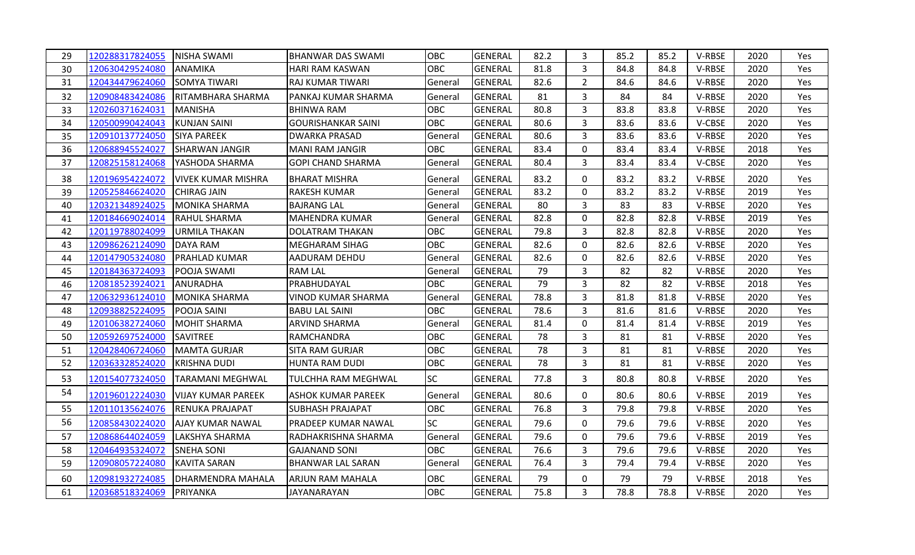| 29 | 120288317824055 | NISHA SWAMI | BHANWAR DAS SWAMI | OBC | GENERAL | 82.2 | 3 | 85.2 | 85.2 | V-RBSE | 2020 | Yes |
|---|---|---|---|---|---|---|---|---|---|---|---|---|
| 30 | 120630429524080 | ANAMIKA | HARI RAM KASWAN | OBC | GENERAL | 81.8 | 3 | 84.8 | 84.8 | V-RBSE | 2020 | Yes |
| 31 | 120434479624060 | SOMYA TIWARI | RAJ KUMAR TIWARI | General | GENERAL | 82.6 | 2 | 84.6 | 84.6 | V-RBSE | 2020 | Yes |
| 32 | 120908483424086 | RITAMBHARA SHARMA | PANKAJ KUMAR SHARMA | General | GENERAL | 81 | 3 | 84 | 84 | V-RBSE | 2020 | Yes |
| 33 | 120260371624031 | MANISHA | BHINWA RAM | OBC | GENERAL | 80.8 | 3 | 83.8 | 83.8 | V-RBSE | 2020 | Yes |
| 34 | 120500990424043 | KUNJAN SAINI | GOURISHANKAR SAINI | OBC | GENERAL | 80.6 | 3 | 83.6 | 83.6 | V-CBSE | 2020 | Yes |
| 35 | 120910137724050 | SIYA PAREEK | DWARKA PRASAD | General | GENERAL | 80.6 | 3 | 83.6 | 83.6 | V-RBSE | 2020 | Yes |
| 36 | 120688945524027 | SHARWAN JANGIR | MANI RAM JANGIR | OBC | GENERAL | 83.4 | 0 | 83.4 | 83.4 | V-RBSE | 2018 | Yes |
| 37 | 120825158124068 | YASHODA SHARMA | GOPI CHAND SHARMA | General | GENERAL | 80.4 | 3 | 83.4 | 83.4 | V-CBSE | 2020 | Yes |
| 38 | 120196954224072 | VIVEK KUMAR MISHRA | BHARAT MISHRA | General | GENERAL | 83.2 | 0 | 83.2 | 83.2 | V-RBSE | 2020 | Yes |
| 39 | 120525846624020 | CHIRAG JAIN | RAKESH KUMAR | General | GENERAL | 83.2 | 0 | 83.2 | 83.2 | V-RBSE | 2019 | Yes |
| 40 | 120321348924025 | MONIKA SHARMA | BAJRANG LAL | General | GENERAL | 80 | 3 | 83 | 83 | V-RBSE | 2020 | Yes |
| 41 | 120184669024014 | RAHUL SHARMA | MAHENDRA KUMAR | General | GENERAL | 82.8 | 0 | 82.8 | 82.8 | V-RBSE | 2019 | Yes |
| 42 | 120119788024099 | URMILA THAKAN | DOLATRAM THAKAN | OBC | GENERAL | 79.8 | 3 | 82.8 | 82.8 | V-RBSE | 2020 | Yes |
| 43 | 120986262124090 | DAYA RAM | MEGHARAM SIHAG | OBC | GENERAL | 82.6 | 0 | 82.6 | 82.6 | V-RBSE | 2020 | Yes |
| 44 | 120147905324080 | PRAHLAD KUMAR | AADURAM DEHDU | General | GENERAL | 82.6 | 0 | 82.6 | 82.6 | V-RBSE | 2020 | Yes |
| 45 | 120184363724093 | POOJA SWAMI | RAM LAL | General | GENERAL | 79 | 3 | 82 | 82 | V-RBSE | 2020 | Yes |
| 46 | 120818523924021 | ANURADHA | PRABHUDAYAL | OBC | GENERAL | 79 | 3 | 82 | 82 | V-RBSE | 2018 | Yes |
| 47 | 120632936124010 | MONIKA SHARMA | VINOD KUMAR SHARMA | General | GENERAL | 78.8 | 3 | 81.8 | 81.8 | V-RBSE | 2020 | Yes |
| 48 | 120938825224095 | POOJA SAINI | BABU LAL SAINI | OBC | GENERAL | 78.6 | 3 | 81.6 | 81.6 | V-RBSE | 2020 | Yes |
| 49 | 120106382724060 | MOHIT SHARMA | ARVIND SHARMA | General | GENERAL | 81.4 | 0 | 81.4 | 81.4 | V-RBSE | 2019 | Yes |
| 50 | 120592697524000 | SAVITREE | RAMCHANDRA | OBC | GENERAL | 78 | 3 | 81 | 81 | V-RBSE | 2020 | Yes |
| 51 | 120428406724060 | MAMTA GURJAR | SITA RAM GURJAR | OBC | GENERAL | 78 | 3 | 81 | 81 | V-RBSE | 2020 | Yes |
| 52 | 120363328524020 | KRISHNA DUDI | HUNTA RAM DUDI | OBC | GENERAL | 78 | 3 | 81 | 81 | V-RBSE | 2020 | Yes |
| 53 | 120154077324050 | TARAMANI MEGHWAL | TULCHHA RAM MEGHWAL | SC | GENERAL | 77.8 | 3 | 80.8 | 80.8 | V-RBSE | 2020 | Yes |
| 54 | 120196012224030 | VIJAY KUMAR PAREEK | ASHOK KUMAR PAREEK | General | GENERAL | 80.6 | 0 | 80.6 | 80.6 | V-RBSE | 2019 | Yes |
| 55 | 120110135624076 | RENUKA PRAJAPAT | SUBHASH PRAJAPAT | OBC | GENERAL | 76.8 | 3 | 79.8 | 79.8 | V-RBSE | 2020 | Yes |
| 56 | 120858430224020 | AJAY KUMAR NAWAL | PRADEEP KUMAR NAWAL | SC | GENERAL | 79.6 | 0 | 79.6 | 79.6 | V-RBSE | 2020 | Yes |
| 57 | 120868644024059 | LAKSHYA SHARMA | RADHAKRISHNA SHARMA | General | GENERAL | 79.6 | 0 | 79.6 | 79.6 | V-RBSE | 2019 | Yes |
| 58 | 120464935324072 | SNEHA SONI | GAJANAND SONI | OBC | GENERAL | 76.6 | 3 | 79.6 | 79.6 | V-RBSE | 2020 | Yes |
| 59 | 120908057224080 | KAVITA SARAN | BHANWAR LAL SARAN | General | GENERAL | 76.4 | 3 | 79.4 | 79.4 | V-RBSE | 2020 | Yes |
| 60 | 120981932724085 | DHARMENDRA MAHALA | ARJUN RAM MAHALA | OBC | GENERAL | 79 | 0 | 79 | 79 | V-RBSE | 2018 | Yes |
| 61 | 120368518324069 | PRIYANKA | JAYANARAYAN | OBC | GENERAL | 75.8 | 3 | 78.8 | 78.8 | V-RBSE | 2020 | Yes |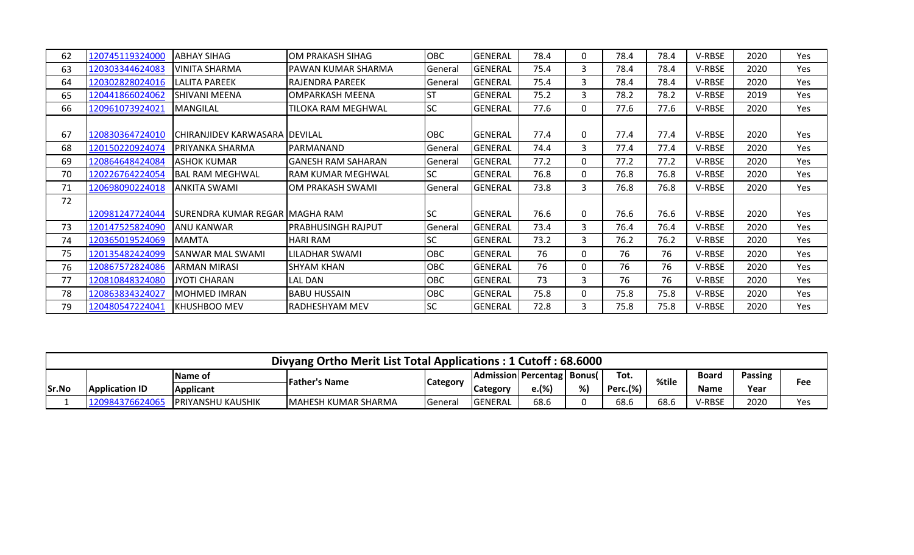| 62 | 120745119324000 | ABHAY SIHAG | OM PRAKASH SIHAG | OBC | GENERAL | 78.4 | 0 | 78.4 | 78.4 | V-RBSE | 2020 | Yes |
|---|---|---|---|---|---|---|---|---|---|---|---|---|
| 63 | 120303344624083 | VINITA SHARMA | PAWAN KUMAR SHARMA | General | GENERAL | 75.4 | 3 | 78.4 | 78.4 | V-RBSE | 2020 | Yes |
| 64 | 120302828024016 | LALITA PAREEK | RAJENDRA PAREEK | General | GENERAL | 75.4 | 3 | 78.4 | 78.4 | V-RBSE | 2020 | Yes |
| 65 | 120441866024062 | SHIVANI MEENA | OMPARKASH MEENA | ST | GENERAL | 75.2 | 3 | 78.2 | 78.2 | V-RBSE | 2019 | Yes |
| 66 | 120961073924021 | MANGILAL | TILOKA RAM MEGHWAL | SC | GENERAL | 77.6 | 0 | 77.6 | 77.6 | V-RBSE | 2020 | Yes |
| 67 | 120830364724010 | CHIRANJIDEV KARWASARA | DEVILAL | OBC | GENERAL | 77.4 | 0 | 77.4 | 77.4 | V-RBSE | 2020 | Yes |
| 68 | 120150220924074 | PRIYANKA SHARMA | PARMANAND | General | GENERAL | 74.4 | 3 | 77.4 | 77.4 | V-RBSE | 2020 | Yes |
| 69 | 120864648424084 | ASHOK KUMAR | GANESH RAM SAHARAN | General | GENERAL | 77.2 | 0 | 77.2 | 77.2 | V-RBSE | 2020 | Yes |
| 70 | 120226764224054 | BAL RAM MEGHWAL | RAM KUMAR MEGHWAL | SC | GENERAL | 76.8 | 0 | 76.8 | 76.8 | V-RBSE | 2020 | Yes |
| 71 | 120698090224018 | ANKITA SWAMI | OM PRAKASH SWAMI | General | GENERAL | 73.8 | 3 | 76.8 | 76.8 | V-RBSE | 2020 | Yes |
| 72 | 120981247724044 | SURENDRA KUMAR REGAR | MAGHA RAM | SC | GENERAL | 76.6 | 0 | 76.6 | 76.6 | V-RBSE | 2020 | Yes |
| 73 | 120147525824090 | ANU KANWAR | PRABHUSINGH RAJPUT | General | GENERAL | 73.4 | 3 | 76.4 | 76.4 | V-RBSE | 2020 | Yes |
| 74 | 120365019524069 | MAMTA | HARI RAM | SC | GENERAL | 73.2 | 3 | 76.2 | 76.2 | V-RBSE | 2020 | Yes |
| 75 | 120135482424099 | SANWAR MAL SWAMI | LILADHAR SWAMI | OBC | GENERAL | 76 | 0 | 76 | 76 | V-RBSE | 2020 | Yes |
| 76 | 120867572824086 | ARMAN MIRASI | SHYAM KHAN | OBC | GENERAL | 76 | 0 | 76 | 76 | V-RBSE | 2020 | Yes |
| 77 | 120810848324080 | JYOTI CHARAN | LAL DAN | OBC | GENERAL | 73 | 3 | 76 | 76 | V-RBSE | 2020 | Yes |
| 78 | 120863834324027 | MOHMED IMRAN | BABU HUSSAIN | OBC | GENERAL | 75.8 | 0 | 75.8 | 75.8 | V-RBSE | 2020 | Yes |
| 79 | 120480547224041 | KHUSHBOO MEV | RADHESHYAM MEV | SC | GENERAL | 72.8 | 3 | 75.8 | 75.8 | V-RBSE | 2020 | Yes |

**Divyang Ortho Merit List Total Applications : 1 Cutoff : 68.6000**

| Sr.No | Application ID | Name of Applicant | Father's Name | Category | Admission Category | Percentage.(%) | Bonus(%) | Tot. Perc.(%) | %tile | Board Name | Passing Year | Fee |
|---|---|---|---|---|---|---|---|---|---|---|---|---|
| 1 | 120984376624065 | PRIYANSHU KAUSHIK | MAHESH KUMAR SHARMA | General | GENERAL | 68.6 | 0 | 68.6 | 68.6 | V-RBSE | 2020 | Yes |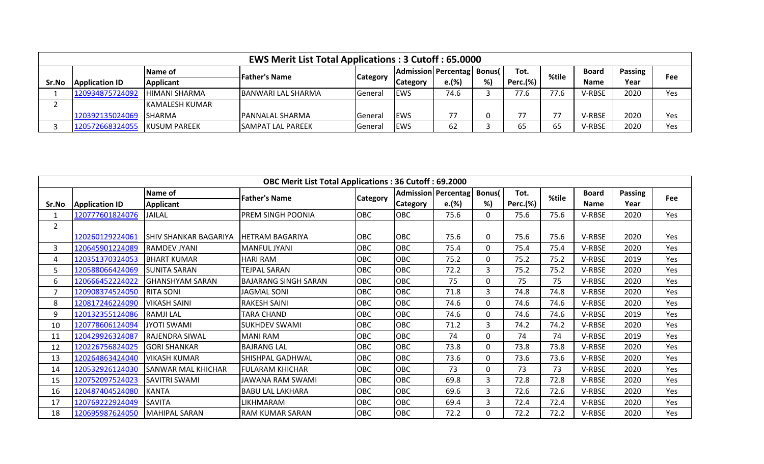| EWS Merit List Total Applications : 3 Cutoff : 65.0000 | | | | | | | | | | | | |
|---|---|---|---|---|---|---|---|---|---|---|---|---|
| Sr.No | Application ID | Name of Applicant | Father's Name | Category | Admission Category | Percentage.(%) | Bonus(%) | Tot. Perc.(%) | %tile | Board Name | Passing Year | Fee |
| 1 | 120934875724092 | HIMANI SHARMA | BANWARI LAL SHARMA | General | EWS | 74.6 | 3 | 77.6 | 77.6 | V-RBSE | 2020 | Yes |
| 2 | 120392135024069 | KAMALESH KUMAR SHARMA | PANNALAL SHARMA | General | EWS | 77 | 0 | 77 | 77 | V-RBSE | 2020 | Yes |
| 3 | 120572668324055 | KUSUM PAREEK | SAMPAT LAL PAREEK | General | EWS | 62 | 3 | 65 | 65 | V-RBSE | 2020 | Yes |

| OBC Merit List Total Applications : 36 Cutoff : 69.2000 | | | | | | | | | | | | |
|---|---|---|---|---|---|---|---|---|---|---|---|---|
| Sr.No | Application ID | Name of Applicant | Father's Name | Category | Admission Category | Percentage.(%) | Bonus(%) | Tot. Perc.(%) | %tile | Board Name | Passing Year | Fee |
| 1 | 120777601824076 | JAILAL | PREM SINGH POONIA | OBC | OBC | 75.6 | 0 | 75.6 | 75.6 | V-RBSE | 2020 | Yes |
| 2 | 120260129224061 | SHIV SHANKAR BAGARIYA | HETRAM BAGARIYA | OBC | OBC | 75.6 | 0 | 75.6 | 75.6 | V-RBSE | 2020 | Yes |
| 3 | 120645901224089 | RAMDEV JYANI | MANFUL JYANI | OBC | OBC | 75.4 | 0 | 75.4 | 75.4 | V-RBSE | 2020 | Yes |
| 4 | 120351370324053 | BHART KUMAR | HARI RAM | OBC | OBC | 75.2 | 0 | 75.2 | 75.2 | V-RBSE | 2019 | Yes |
| 5 | 120588066424069 | SUNITA SARAN | TEJPAL SARAN | OBC | OBC | 72.2 | 3 | 75.2 | 75.2 | V-RBSE | 2020 | Yes |
| 6 | 120666452224022 | GHANSHYAM SARAN | BAJARANG SINGH SARAN | OBC | OBC | 75 | 0 | 75 | 75 | V-RBSE | 2020 | Yes |
| 7 | 120908374524050 | RITA SONI | JAGMAL SONI | OBC | OBC | 71.8 | 3 | 74.8 | 74.8 | V-RBSE | 2020 | Yes |
| 8 | 120817246224090 | VIKASH SAINI | RAKESH SAINI | OBC | OBC | 74.6 | 0 | 74.6 | 74.6 | V-RBSE | 2020 | Yes |
| 9 | 120132355124086 | RAMJI LAL | TARA CHAND | OBC | OBC | 74.6 | 0 | 74.6 | 74.6 | V-RBSE | 2019 | Yes |
| 10 | 120778606124094 | JYOTI SWAMI | SUKHDEV SWAMI | OBC | OBC | 71.2 | 3 | 74.2 | 74.2 | V-RBSE | 2020 | Yes |
| 11 | 120429926324087 | RAJENDRA SIWAL | MANI RAM | OBC | OBC | 74 | 0 | 74 | 74 | V-RBSE | 2019 | Yes |
| 12 | 120226756824025 | GORI SHANKAR | BAJRANG LAL | OBC | OBC | 73.8 | 0 | 73.8 | 73.8 | V-RBSE | 2020 | Yes |
| 13 | 120264863424040 | VIKASH KUMAR | SHISHPAL GADHWAL | OBC | OBC | 73.6 | 0 | 73.6 | 73.6 | V-RBSE | 2020 | Yes |
| 14 | 120532926124030 | SANWAR MAL KHICHAR | FULARAM KHICHAR | OBC | OBC | 73 | 0 | 73 | 73 | V-RBSE | 2020 | Yes |
| 15 | 120752097524023 | SAVITRI SWAMI | JAWANA RAM SWAMI | OBC | OBC | 69.8 | 3 | 72.8 | 72.8 | V-RBSE | 2020 | Yes |
| 16 | 120487404524080 | KANTA | BABU LAL LAKHARA | OBC | OBC | 69.6 | 3 | 72.6 | 72.6 | V-RBSE | 2020 | Yes |
| 17 | 120769222924049 | SAVITA | LIKHMARAM | OBC | OBC | 69.4 | 3 | 72.4 | 72.4 | V-RBSE | 2020 | Yes |
| 18 | 120695987624050 | MAHIPAL SARAN | RAM KUMAR SARAN | OBC | OBC | 72.2 | 0 | 72.2 | 72.2 | V-RBSE | 2020 | Yes |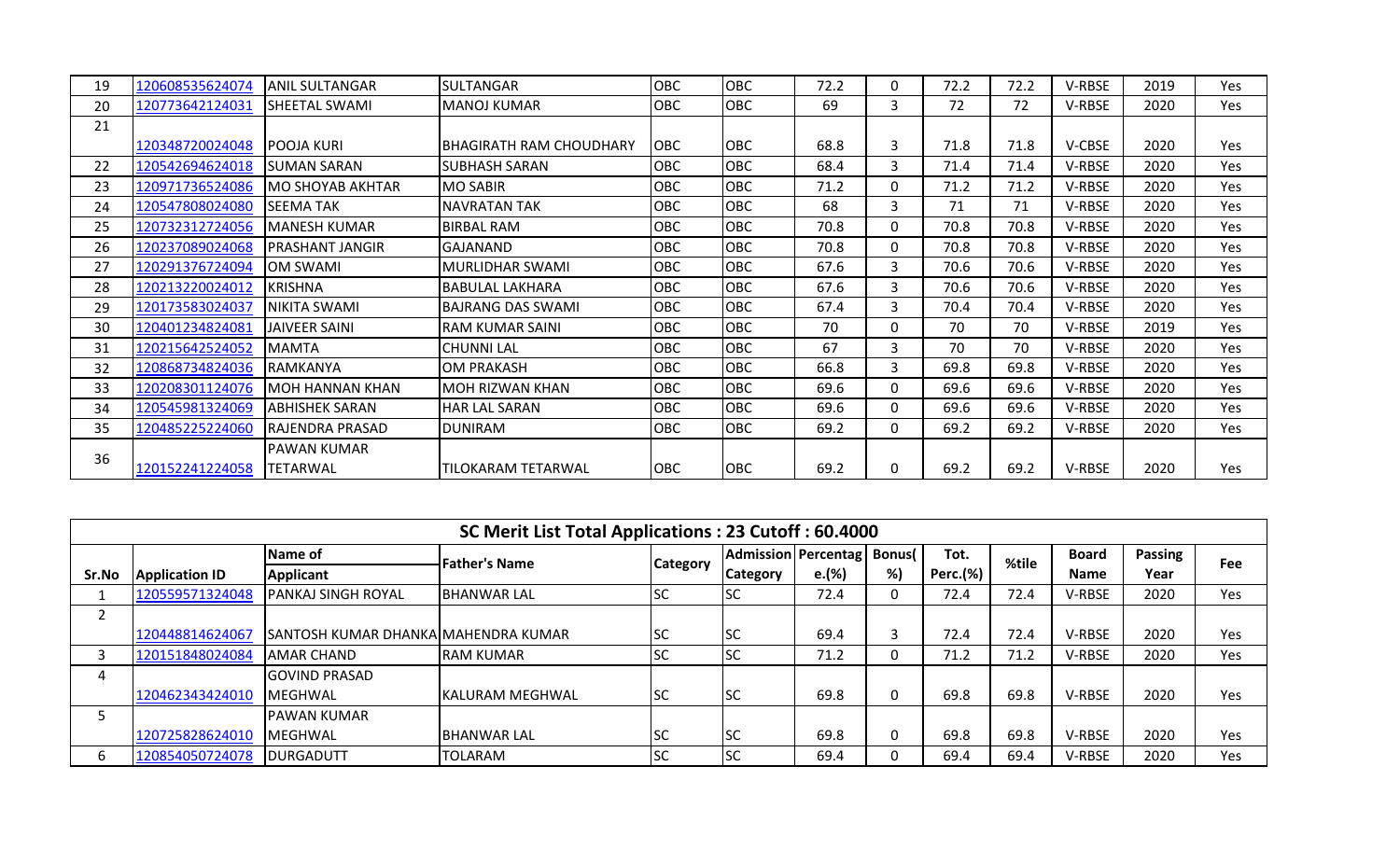| 19 | 120608535624074 | ANIL SULTANGAR | SULTANGAR | OBC | OBC | 72.2 | 0 | 72.2 | 72.2 | V-RBSE | 2019 | Yes |
|---|---|---|---|---|---|---|---|---|---|---|---|---|
| 20 | 120773642124031 | SHEETAL SWAMI | MANOJ KUMAR | OBC | OBC | 69 | 3 | 72 | 72 | V-RBSE | 2020 | Yes |
| 21 | 120348720024048 | POOJA KURI | BHAGIRATH RAM CHOUDHARY | OBC | OBC | 68.8 | 3 | 71.8 | 71.8 | V-CBSE | 2020 | Yes |
| 22 | 120542694624018 | SUMAN SARAN | SUBHASH SARAN | OBC | OBC | 68.4 | 3 | 71.4 | 71.4 | V-RBSE | 2020 | Yes |
| 23 | 120971736524086 | MO SHOYAB AKHTAR | MO SABIR | OBC | OBC | 71.2 | 0 | 71.2 | 71.2 | V-RBSE | 2020 | Yes |
| 24 | 120547808024080 | SEEMA TAK | NAVRATAN TAK | OBC | OBC | 68 | 3 | 71 | 71 | V-RBSE | 2020 | Yes |
| 25 | 120732312724056 | MANESH KUMAR | BIRBAL RAM | OBC | OBC | 70.8 | 0 | 70.8 | 70.8 | V-RBSE | 2020 | Yes |
| 26 | 120237089024068 | PRASHANT JANGIR | GAJANAND | OBC | OBC | 70.8 | 0 | 70.8 | 70.8 | V-RBSE | 2020 | Yes |
| 27 | 120291376724094 | OM SWAMI | MURLIDHAR SWAMI | OBC | OBC | 67.6 | 3 | 70.6 | 70.6 | V-RBSE | 2020 | Yes |
| 28 | 120213220024012 | KRISHNA | BABULAL LAKHARA | OBC | OBC | 67.6 | 3 | 70.6 | 70.6 | V-RBSE | 2020 | Yes |
| 29 | 120173583024037 | NIKITA SWAMI | BAJRANG DAS SWAMI | OBC | OBC | 67.4 | 3 | 70.4 | 70.4 | V-RBSE | 2020 | Yes |
| 30 | 120401234824081 | JAIVEER SAINI | RAM KUMAR SAINI | OBC | OBC | 70 | 0 | 70 | 70 | V-RBSE | 2019 | Yes |
| 31 | 120215642524052 | MAMTA | CHUNNI LAL | OBC | OBC | 67 | 3 | 70 | 70 | V-RBSE | 2020 | Yes |
| 32 | 120868734824036 | RAMKANYA | OM PRAKASH | OBC | OBC | 66.8 | 3 | 69.8 | 69.8 | V-RBSE | 2020 | Yes |
| 33 | 120208301124076 | MOH HANNAN KHAN | MOH RIZWAN KHAN | OBC | OBC | 69.6 | 0 | 69.6 | 69.6 | V-RBSE | 2020 | Yes |
| 34 | 120545981324069 | ABHISHEK SARAN | HAR LAL SARAN | OBC | OBC | 69.6 | 0 | 69.6 | 69.6 | V-RBSE | 2020 | Yes |
| 35 | 120485225224060 | RAJENDRA PRASAD | DUNIRAM | OBC | OBC | 69.2 | 0 | 69.2 | 69.2 | V-RBSE | 2020 | Yes |
| 36 | 120152241224058 | PAWAN KUMAR TETARWAL | TILOKARAM TETARWAL | OBC | OBC | 69.2 | 0 | 69.2 | 69.2 | V-RBSE | 2020 | Yes |

## SC Merit List Total Applications : 23 Cutoff : 60.4000

| Sr.No | Application ID | Name of Applicant | Father's Name | Category | Admission Category | Percentage.(%) | Bonus(%) | Tot. Perc.(%) | %tile | Board Name | Passing Year | Fee |
|---|---|---|---|---|---|---|---|---|---|---|---|---|
| 1 | 120559571324048 | PANKAJ SINGH ROYAL | BHANWAR LAL | SC | SC | 72.4 | 0 | 72.4 | 72.4 | V-RBSE | 2020 | Yes |
| 2 | 120448814624067 | SANTOSH KUMAR DHANKA | MAHENDRA KUMAR | SC | SC | 69.4 | 3 | 72.4 | 72.4 | V-RBSE | 2020 | Yes |
| 3 | 120151848024084 | AMAR CHAND | RAM KUMAR | SC | SC | 71.2 | 0 | 71.2 | 71.2 | V-RBSE | 2020 | Yes |
| 4 | 120462343424010 | GOVIND PRASAD MEGHWAL | KALURAM MEGHWAL | SC | SC | 69.8 | 0 | 69.8 | 69.8 | V-RBSE | 2020 | Yes |
| 5 | 120725828624010 | PAWAN KUMAR MEGHWAL | BHANWAR LAL | SC | SC | 69.8 | 0 | 69.8 | 69.8 | V-RBSE | 2020 | Yes |
| 6 | 120854050724078 | DURGADUTT | TOLARAM | SC | SC | 69.4 | 0 | 69.4 | 69.4 | V-RBSE | 2020 | Yes |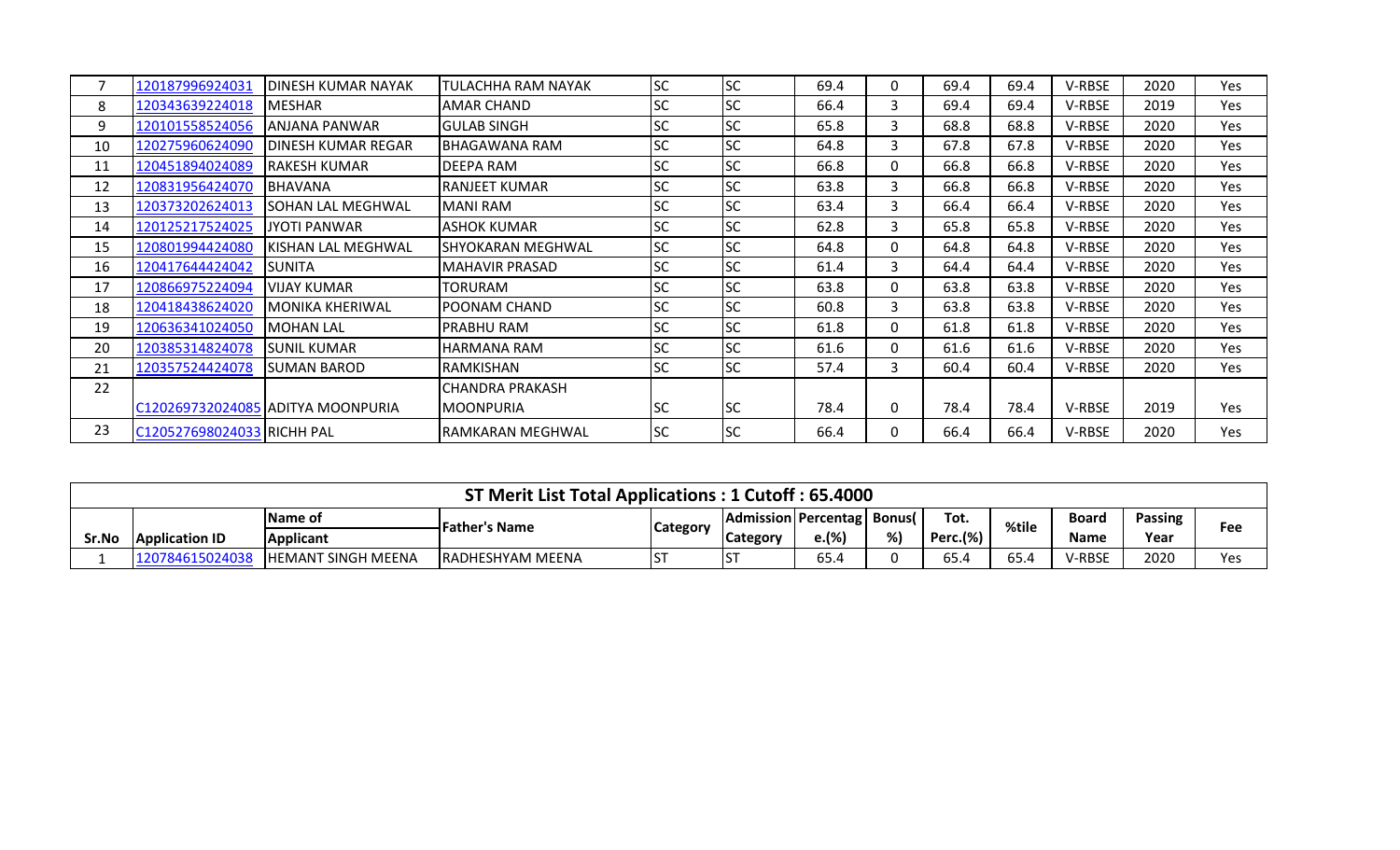| | | | | | | | | | | | | |
|---|---|---|---|---|---|---|---|---|---|---|---|---|
| 7 | 120187996924031 | DINESH KUMAR NAYAK | TULACHHA RAM NAYAK | SC | SC | 69.4 | 0 | 69.4 | 69.4 | V-RBSE | 2020 | Yes |
| 8 | 120343639224018 | MESHAR | AMAR CHAND | SC | SC | 66.4 | 3 | 69.4 | 69.4 | V-RBSE | 2019 | Yes |
| 9 | 120101558524056 | ANJANA PANWAR | GULAB SINGH | SC | SC | 65.8 | 3 | 68.8 | 68.8 | V-RBSE | 2020 | Yes |
| 10 | 120275960624090 | DINESH KUMAR REGAR | BHAGAWANA RAM | SC | SC | 64.8 | 3 | 67.8 | 67.8 | V-RBSE | 2020 | Yes |
| 11 | 120451894024089 | RAKESH KUMAR | DEEPA RAM | SC | SC | 66.8 | 0 | 66.8 | 66.8 | V-RBSE | 2020 | Yes |
| 12 | 120831956424070 | BHAVANA | RANJEET KUMAR | SC | SC | 63.8 | 3 | 66.8 | 66.8 | V-RBSE | 2020 | Yes |
| 13 | 120373202624013 | SOHAN LAL MEGHWAL | MANI RAM | SC | SC | 63.4 | 3 | 66.4 | 66.4 | V-RBSE | 2020 | Yes |
| 14 | 120125217524025 | JYOTI PANWAR | ASHOK KUMAR | SC | SC | 62.8 | 3 | 65.8 | 65.8 | V-RBSE | 2020 | Yes |
| 15 | 120801994424080 | KISHAN LAL MEGHWAL | SHYOKARAN MEGHWAL | SC | SC | 64.8 | 0 | 64.8 | 64.8 | V-RBSE | 2020 | Yes |
| 16 | 120417644424042 | SUNITA | MAHAVIR PRASAD | SC | SC | 61.4 | 3 | 64.4 | 64.4 | V-RBSE | 2020 | Yes |
| 17 | 120866975224094 | VIJAY KUMAR | TORURAM | SC | SC | 63.8 | 0 | 63.8 | 63.8 | V-RBSE | 2020 | Yes |
| 18 | 120418438624020 | MONIKA KHERIWAL | POONAM CHAND | SC | SC | 60.8 | 3 | 63.8 | 63.8 | V-RBSE | 2020 | Yes |
| 19 | 120636341024050 | MOHAN LAL | PRABHU RAM | SC | SC | 61.8 | 0 | 61.8 | 61.8 | V-RBSE | 2020 | Yes |
| 20 | 120385314824078 | SUNIL KUMAR | HARMANA RAM | SC | SC | 61.6 | 0 | 61.6 | 61.6 | V-RBSE | 2020 | Yes |
| 21 | 120357524424078 | SUMAN BAROD | RAMKISHAN | SC | SC | 57.4 | 3 | 60.4 | 60.4 | V-RBSE | 2020 | Yes |
| 22 | C120269732024085 | ADITYA MOONPURIA | CHANDRA PRAKASH MOONPURIA | SC | SC | 78.4 | 0 | 78.4 | 78.4 | V-RBSE | 2019 | Yes |
| 23 | C120527698024033 | RICHH PAL | RAMKARAN MEGHWAL | SC | SC | 66.4 | 0 | 66.4 | 66.4 | V-RBSE | 2020 | Yes |

**ST Merit List Total Applications : 1 Cutoff : 65.4000**

| Sr.No | Application ID | Name of Applicant | Father's Name | Category | Admission Category | Percentage.(%) | Bonus(%) | Tot. Perc.(%) | %tile | Board Name | Passing Year | Fee |
|---|---|---|---|---|---|---|---|---|---|---|---|---|
| 1 | 120784615024038 | HEMANT SINGH MEENA | RADHESHYAM MEENA | ST | ST | 65.4 | 0 | 65.4 | 65.4 | V-RBSE | 2020 | Yes |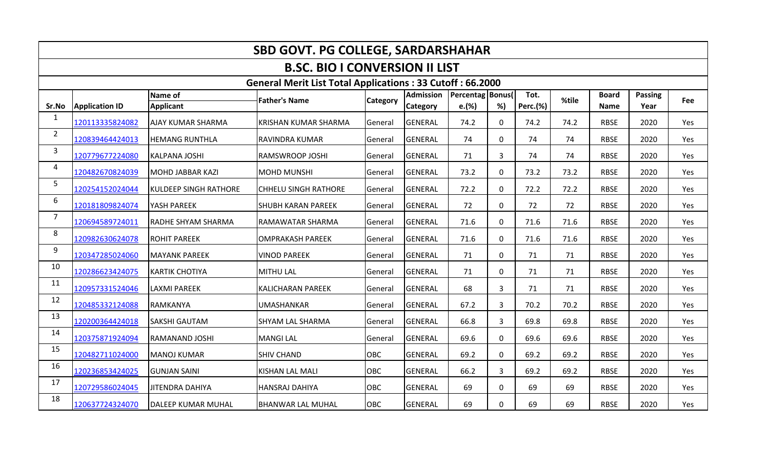# SBD GOVT. PG COLLEGE, SARDARSHAHAR

## B.SC. BIO I CONVERSION II LIST

### General Merit List Total Applications : 33 Cutoff : 66.2000

| Sr.No | Application ID | Name of Applicant | Father's Name | Category | Admission Category | Percentage.(%) | Bonus(%) | Tot. Perc.(%) | %tile | Board Name | Passing Year | Fee |
|---|---|---|---|---|---|---|---|---|---|---|---|---|
| 1 | 120113335824082 | AJAY KUMAR SHARMA | KRISHAN KUMAR SHARMA | General | GENERAL | 74.2 | 0 | 74.2 | 74.2 | RBSE | 2020 | Yes |
| 2 | 120839464424013 | HEMANG RUNTHLA | RAVINDRA KUMAR | General | GENERAL | 74 | 0 | 74 | 74 | RBSE | 2020 | Yes |
| 3 | 120779677224080 | KALPANA JOSHI | RAMSWROOP JOSHI | General | GENERAL | 71 | 3 | 74 | 74 | RBSE | 2020 | Yes |
| 4 | 120482670824039 | MOHD JABBAR KAZI | MOHD MUNSHI | General | GENERAL | 73.2 | 0 | 73.2 | 73.2 | RBSE | 2020 | Yes |
| 5 | 120254152024044 | KULDEEP SINGH RATHORE | CHHELU SINGH RATHORE | General | GENERAL | 72.2 | 0 | 72.2 | 72.2 | RBSE | 2020 | Yes |
| 6 | 120181809824074 | YASH PAREEK | SHUBH KARAN PAREEK | General | GENERAL | 72 | 0 | 72 | 72 | RBSE | 2020 | Yes |
| 7 | 120694589724011 | RADHE SHYAM SHARMA | RAMAWATAR SHARMA | General | GENERAL | 71.6 | 0 | 71.6 | 71.6 | RBSE | 2020 | Yes |
| 8 | 120982630624078 | ROHIT PAREEK | OMPRAKASH PAREEK | General | GENERAL | 71.6 | 0 | 71.6 | 71.6 | RBSE | 2020 | Yes |
| 9 | 120347285024060 | MAYANK PAREEK | VINOD PAREEK | General | GENERAL | 71 | 0 | 71 | 71 | RBSE | 2020 | Yes |
| 10 | 120286623424075 | KARTIK CHOTIYA | MITHU LAL | General | GENERAL | 71 | 0 | 71 | 71 | RBSE | 2020 | Yes |
| 11 | 120957331524046 | LAXMI PAREEK | KALICHARAN PAREEK | General | GENERAL | 68 | 3 | 71 | 71 | RBSE | 2020 | Yes |
| 12 | 120485332124088 | RAMKANYA | UMASHANKAR | General | GENERAL | 67.2 | 3 | 70.2 | 70.2 | RBSE | 2020 | Yes |
| 13 | 120200364424018 | SAKSHI GAUTAM | SHYAM LAL SHARMA | General | GENERAL | 66.8 | 3 | 69.8 | 69.8 | RBSE | 2020 | Yes |
| 14 | 120375871924094 | RAMANAND JOSHI | MANGI LAL | General | GENERAL | 69.6 | 0 | 69.6 | 69.6 | RBSE | 2020 | Yes |
| 15 | 120482711024000 | MANOJ KUMAR | SHIV CHAND | OBC | GENERAL | 69.2 | 0 | 69.2 | 69.2 | RBSE | 2020 | Yes |
| 16 | 120236853424025 | GUNJAN SAINI | KISHAN LAL MALI | OBC | GENERAL | 66.2 | 3 | 69.2 | 69.2 | RBSE | 2020 | Yes |
| 17 | 120729586024045 | JITENDRA DAHIYA | HANSRAJ DAHIYA | OBC | GENERAL | 69 | 0 | 69 | 69 | RBSE | 2020 | Yes |
| 18 | 120637724324070 | DALEEP KUMAR MUHAL | BHANWAR LAL MUHAL | OBC | GENERAL | 69 | 0 | 69 | 69 | RBSE | 2020 | Yes |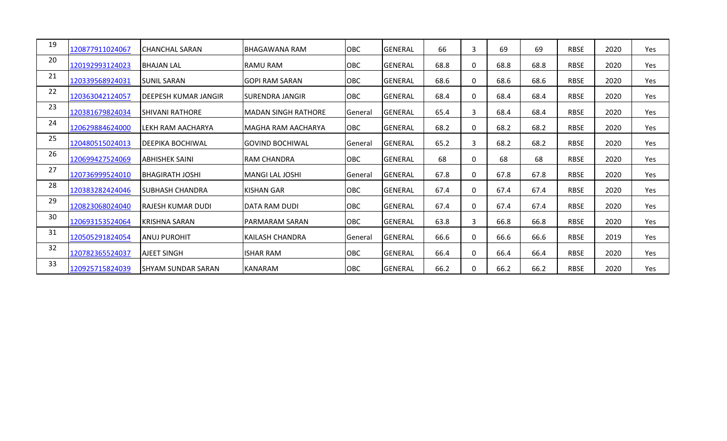| | | | | | | | | | | | | |
|---|---|---|---|---|---|---|---|---|---|---|---|---|
| 19 | 120877911024067 | CHANCHAL SARAN | BHAGAWANA RAM | OBC | GENERAL | 66 | 3 | 69 | 69 | RBSE | 2020 | Yes |
| 20 | 120192993124023 | BHAJAN LAL | RAMU RAM | OBC | GENERAL | 68.8 | 0 | 68.8 | 68.8 | RBSE | 2020 | Yes |
| 21 | 120339568924031 | SUNIL SARAN | GOPI RAM SARAN | OBC | GENERAL | 68.6 | 0 | 68.6 | 68.6 | RBSE | 2020 | Yes |
| 22 | 120363042124057 | DEEPESH KUMAR JANGIR | SURENDRA JANGIR | OBC | GENERAL | 68.4 | 0 | 68.4 | 68.4 | RBSE | 2020 | Yes |
| 23 | 120381679824034 | SHIVANI RATHORE | MADAN SINGH RATHORE | General | GENERAL | 65.4 | 3 | 68.4 | 68.4 | RBSE | 2020 | Yes |
| 24 | 120629884624000 | LEKH RAM AACHARYA | MAGHA RAM AACHARYA | OBC | GENERAL | 68.2 | 0 | 68.2 | 68.2 | RBSE | 2020 | Yes |
| 25 | 120480515024013 | DEEPIKA BOCHIWAL | GOVIND BOCHIWAL | General | GENERAL | 65.2 | 3 | 68.2 | 68.2 | RBSE | 2020 | Yes |
| 26 | 120699427524069 | ABHISHEK SAINI | RAM CHANDRA | OBC | GENERAL | 68 | 0 | 68 | 68 | RBSE | 2020 | Yes |
| 27 | 120736999524010 | BHAGIRATH JOSHI | MANGI LAL JOSHI | General | GENERAL | 67.8 | 0 | 67.8 | 67.8 | RBSE | 2020 | Yes |
| 28 | 120383282424046 | SUBHASH CHANDRA | KISHAN GAR | OBC | GENERAL | 67.4 | 0 | 67.4 | 67.4 | RBSE | 2020 | Yes |
| 29 | 120823068024040 | RAJESH KUMAR DUDI | DATA RAM DUDI | OBC | GENERAL | 67.4 | 0 | 67.4 | 67.4 | RBSE | 2020 | Yes |
| 30 | 120693153524064 | KRISHNA SARAN | PARMARAM SARAN | OBC | GENERAL | 63.8 | 3 | 66.8 | 66.8 | RBSE | 2020 | Yes |
| 31 | 120505291824054 | ANUJ PUROHIT | KAILASH CHANDRA | General | GENERAL | 66.6 | 0 | 66.6 | 66.6 | RBSE | 2019 | Yes |
| 32 | 120782365524037 | AJEET SINGH | ISHAR RAM | OBC | GENERAL | 66.4 | 0 | 66.4 | 66.4 | RBSE | 2020 | Yes |
| 33 | 120925715824039 | SHYAM SUNDAR SARAN | KANARAM | OBC | GENERAL | 66.2 | 0 | 66.2 | 66.2 | RBSE | 2020 | Yes |